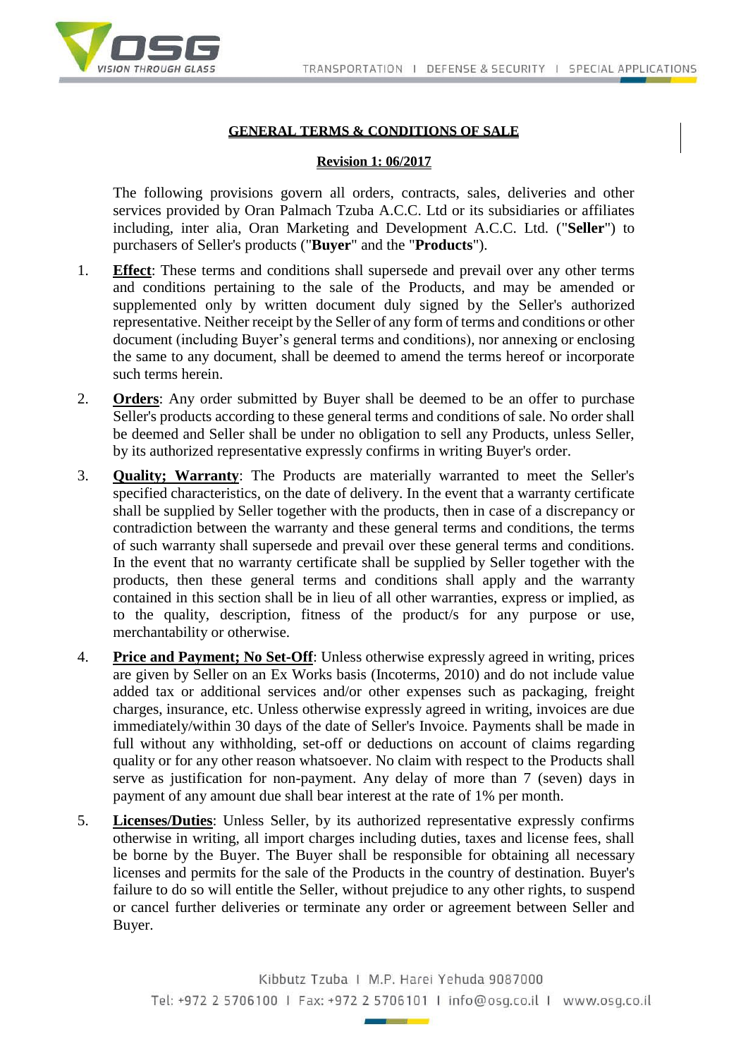## GENERAL TERMS & CONDITIONS OF SALE

**Revision 1: 06/2017**

The following provisions govern all orders, contracts, sales, deliveries and other services provided by Oran Palmach Tzuba A.C.C. Ltd or its subsidiaries or affiliates including, inter alia, Oran Marketing and Development A.C.C. Ltd. ("**Seller**") to purchasers of Seller's products ("**Buyer**" and the "**Products**").

1. **Effect**: These terms and conditions shall supersede and prevail over any other terms and conditions pertaining to the sale of the Products, and may be amended or supplemented only by written document duly signed by the Seller's authorized representative. Neither receipt by the Seller of any form of terms and conditions or other document (including Buyer's general terms and conditions), nor annexing or enclosing the same to any document, shall be deemed to amend the terms hereof or incorporate such terms herein.

2. **Orders**: Any order submitted by Buyer shall be deemed to be an offer to purchase Seller's products according to these general terms and conditions of sale. No order shall be deemed and Seller shall be under no obligation to sell any Products, unless Seller, by its authorized representative expressly confirms in writing Buyer's order.

3. **Quality; Warranty**: The Products are materially warranted to meet the Seller's specified characteristics, on the date of delivery. In the event that a warranty certificate shall be supplied by Seller together with the products, then in case of a discrepancy or contradiction between the warranty and these general terms and conditions, the terms of such warranty shall supersede and prevail over these general terms and conditions. In the event that no warranty certificate shall be supplied by Seller together with the products, then these general terms and conditions shall apply and the warranty contained in this section shall be in lieu of all other warranties, express or implied, as to the quality, description, fitness of the product/s for any purpose or use, merchantability or otherwise.

4. **Price and Payment; No Set-Off**: Unless otherwise expressly agreed in writing, prices are given by Seller on an Ex Works basis (Incoterms, 2010) and do not include value added tax or additional services and/or other expenses such as packaging, freight charges, insurance, etc. Unless otherwise expressly agreed in writing, invoices are due immediately/within 30 days of the date of Seller's Invoice. Payments shall be made in full without any withholding, set-off or deductions on account of claims regarding quality or for any other reason whatsoever. No claim with respect to the Products shall serve as justification for non-payment. Any delay of more than 7 (seven) days in payment of any amount due shall bear interest at the rate of 1% per month.

5. **Licenses/Duties**: Unless Seller, by its authorized representative expressly confirms otherwise in writing, all import charges including duties, taxes and license fees, shall be borne by the Buyer. The Buyer shall be responsible for obtaining all necessary licenses and permits for the sale of the Products in the country of destination. Buyer's failure to do so will entitle the Seller, without prejudice to any other rights, to suspend or cancel further deliveries or terminate any order or agreement between Seller and Buyer.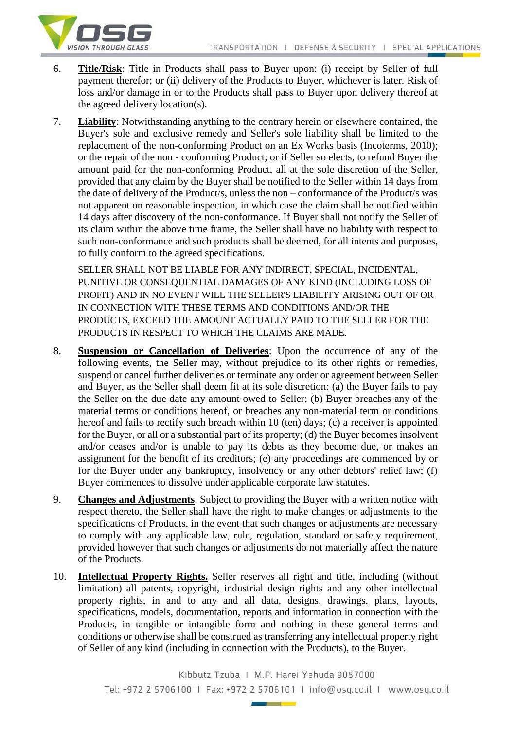6. **Title/Risk**: Title in Products shall pass to Buyer upon: (i) receipt by Seller of full payment therefor; or (ii) delivery of the Products to Buyer, whichever is later. Risk of loss and/or damage in or to the Products shall pass to Buyer upon delivery thereof at the agreed delivery location(s).

7. **Liability**: Notwithstanding anything to the contrary herein or elsewhere contained, the Buyer's sole and exclusive remedy and Seller's sole liability shall be limited to the replacement of the non-conforming Product on an Ex Works basis (Incoterms, 2010); or the repair of the non - conforming Product; or if Seller so elects, to refund Buyer the amount paid for the non-conforming Product, all at the sole discretion of the Seller, provided that any claim by the Buyer shall be notified to the Seller within 14 days from the date of delivery of the Product/s, unless the non – conformance of the Product/s was not apparent on reasonable inspection, in which case the claim shall be notified within 14 days after discovery of the non-conformance. If Buyer shall not notify the Seller of its claim within the above time frame, the Seller shall have no liability with respect to such non-conformance and such products shall be deemed, for all intents and purposes, to fully conform to the agreed specifications.

   SELLER SHALL NOT BE LIABLE FOR ANY INDIRECT, SPECIAL, INCIDENTAL, PUNITIVE OR CONSEQUENTIAL DAMAGES OF ANY KIND (INCLUDING LOSS OF PROFIT) AND IN NO EVENT WILL THE SELLER'S LIABILITY ARISING OUT OF OR IN CONNECTION WITH THESE TERMS AND CONDITIONS AND/OR THE PRODUCTS, EXCEED THE AMOUNT ACTUALLY PAID TO THE SELLER FOR THE PRODUCTS IN RESPECT TO WHICH THE CLAIMS ARE MADE.

8. **Suspension or Cancellation of Deliveries**: Upon the occurrence of any of the following events, the Seller may, without prejudice to its other rights or remedies, suspend or cancel further deliveries or terminate any order or agreement between Seller and Buyer, as the Seller shall deem fit at its sole discretion: (a) the Buyer fails to pay the Seller on the due date any amount owed to Seller; (b) Buyer breaches any of the material terms or conditions hereof, or breaches any non-material term or conditions hereof and fails to rectify such breach within 10 (ten) days; (c) a receiver is appointed for the Buyer, or all or a substantial part of its property; (d) the Buyer becomes insolvent and/or ceases and/or is unable to pay its debts as they become due, or makes an assignment for the benefit of its creditors; (e) any proceedings are commenced by or for the Buyer under any bankruptcy, insolvency or any other debtors' relief law; (f) Buyer commences to dissolve under applicable corporate law statutes.

9. **Changes and Adjustments**. Subject to providing the Buyer with a written notice with respect thereto, the Seller shall have the right to make changes or adjustments to the specifications of Products, in the event that such changes or adjustments are necessary to comply with any applicable law, rule, regulation, standard or safety requirement, provided however that such changes or adjustments do not materially affect the nature of the Products.

10. **Intellectual Property Rights.** Seller reserves all right and title, including (without limitation) all patents, copyright, industrial design rights and any other intellectual property rights, in and to any and all data, designs, drawings, plans, layouts, specifications, models, documentation, reports and information in connection with the Products, in tangible or intangible form and nothing in these general terms and conditions or otherwise shall be construed as transferring any intellectual property right of Seller of any kind (including in connection with the Products), to the Buyer.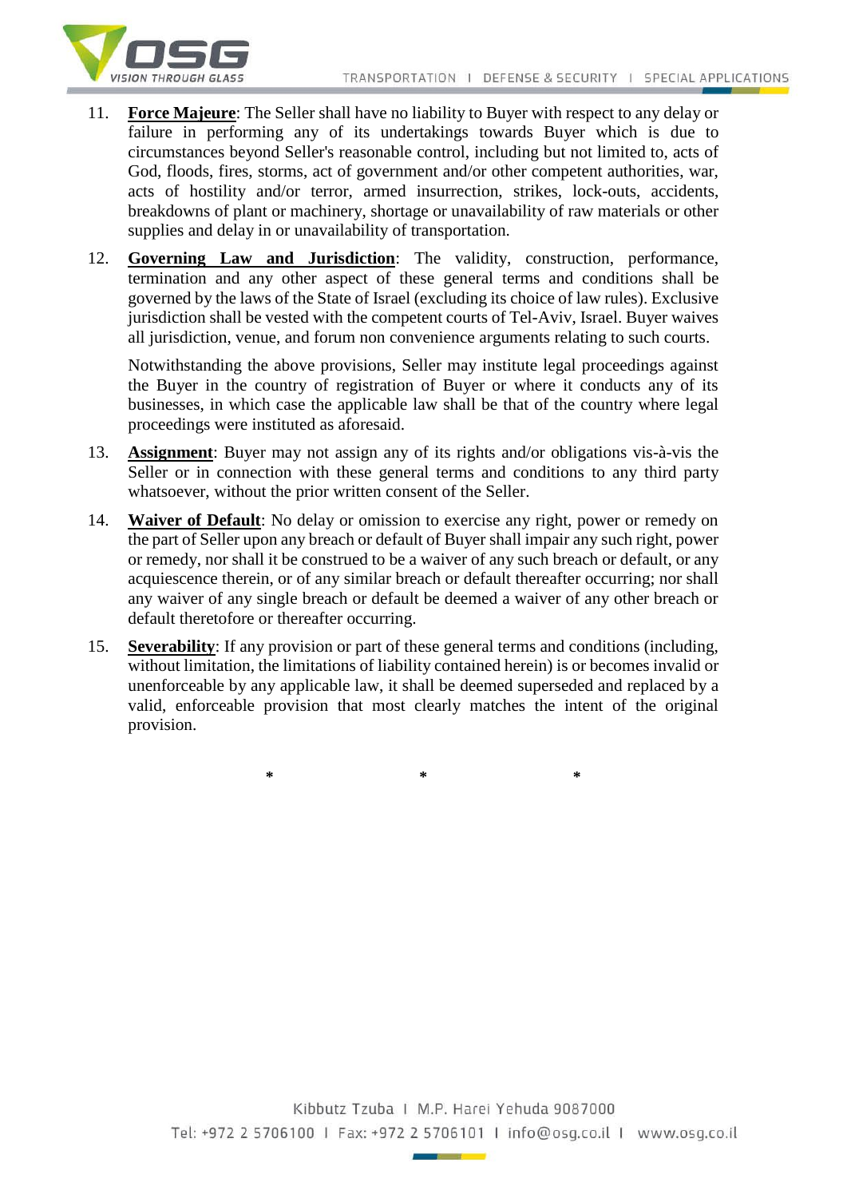11. **Force Majeure**: The Seller shall have no liability to Buyer with respect to any delay or failure in performing any of its undertakings towards Buyer which is due to circumstances beyond Seller's reasonable control, including but not limited to, acts of God, floods, fires, storms, act of government and/or other competent authorities, war, acts of hostility and/or terror, armed insurrection, strikes, lock-outs, accidents, breakdowns of plant or machinery, shortage or unavailability of raw materials or other supplies and delay in or unavailability of transportation.

12. **Governing Law and Jurisdiction**: The validity, construction, performance, termination and any other aspect of these general terms and conditions shall be governed by the laws of the State of Israel (excluding its choice of law rules). Exclusive jurisdiction shall be vested with the competent courts of Tel-Aviv, Israel. Buyer waives all jurisdiction, venue, and forum non convenience arguments relating to such courts.

    Notwithstanding the above provisions, Seller may institute legal proceedings against the Buyer in the country of registration of Buyer or where it conducts any of its businesses, in which case the applicable law shall be that of the country where legal proceedings were instituted as aforesaid.

13. **Assignment**: Buyer may not assign any of its rights and/or obligations vis-à-vis the Seller or in connection with these general terms and conditions to any third party whatsoever, without the prior written consent of the Seller.

14. **Waiver of Default**: No delay or omission to exercise any right, power or remedy on the part of Seller upon any breach or default of Buyer shall impair any such right, power or remedy, nor shall it be construed to be a waiver of any such breach or default, or any acquiescence therein, or of any similar breach or default thereafter occurring; nor shall any waiver of any single breach or default be deemed a waiver of any other breach or default theretofore or thereafter occurring.

15. **Severability**: If any provision or part of these general terms and conditions (including, without limitation, the limitations of liability contained herein) is or becomes invalid or unenforceable by any applicable law, it shall be deemed superseded and replaced by a valid, enforceable provision that most clearly matches the intent of the original provision.

\* \* \*